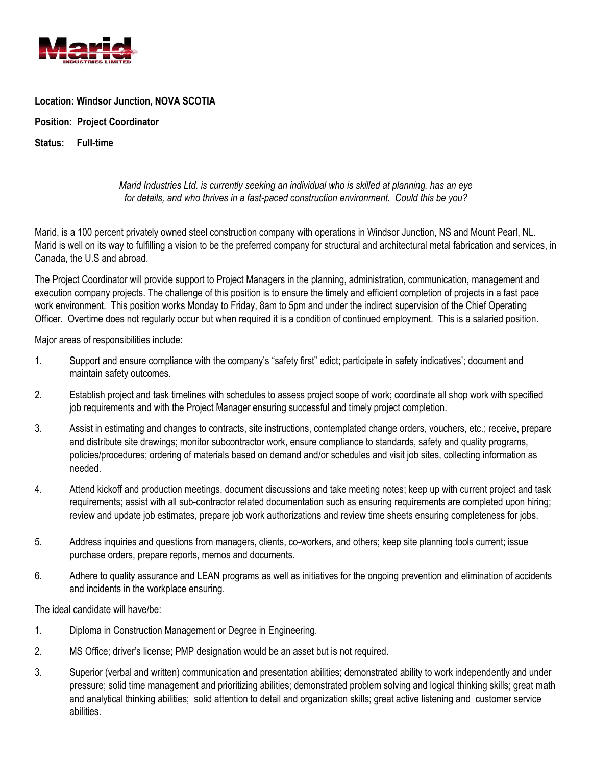**Marid**
INDUSTRIES LIMITED

**Location: Windsor Junction, NOVA SCOTIA**

**Position: Project Coordinator**

**Status: Full-time**

*Marid Industries Ltd. is currently seeking an individual who is skilled at planning, has an eye for details, and who thrives in a fast-paced construction environment. Could this be you?*

Marid, is a 100 percent privately owned steel construction company with operations in Windsor Junction, NS and Mount Pearl, NL. Marid is well on its way to fulfilling a vision to be the preferred company for structural and architectural metal fabrication and services, in Canada, the U.S and abroad.

The Project Coordinator will provide support to Project Managers in the planning, administration, communication, management and execution company projects. The challenge of this position is to ensure the timely and efficient completion of projects in a fast pace work environment. This position works Monday to Friday, 8am to 5pm and under the indirect supervision of the Chief Operating Officer. Overtime does not regularly occur but when required it is a condition of continued employment. This is a salaried position.

Major areas of responsibilities include:

1. Support and ensure compliance with the company's "safety first" edict; participate in safety indicatives'; document and maintain safety outcomes.
2. Establish project and task timelines with schedules to assess project scope of work; coordinate all shop work with specified job requirements and with the Project Manager ensuring successful and timely project completion.
3. Assist in estimating and changes to contracts, site instructions, contemplated change orders, vouchers, etc.; receive, prepare and distribute site drawings; monitor subcontractor work, ensure compliance to standards, safety and quality programs, policies/procedures; ordering of materials based on demand and/or schedules and visit job sites, collecting information as needed.
4. Attend kickoff and production meetings, document discussions and take meeting notes; keep up with current project and task requirements; assist with all sub-contractor related documentation such as ensuring requirements are completed upon hiring; review and update job estimates, prepare job work authorizations and review time sheets ensuring completeness for jobs.
5. Address inquiries and questions from managers, clients, co-workers, and others; keep site planning tools current; issue purchase orders, prepare reports, memos and documents.
6. Adhere to quality assurance and LEAN programs as well as initiatives for the ongoing prevention and elimination of accidents and incidents in the workplace ensuring.

The ideal candidate will have/be:

1. Diploma in Construction Management or Degree in Engineering.
2. MS Office; driver's license; PMP designation would be an asset but is not required.
3. Superior (verbal and written) communication and presentation abilities; demonstrated ability to work independently and under pressure; solid time management and prioritizing abilities; demonstrated problem solving and logical thinking skills; great math and analytical thinking abilities; solid attention to detail and organization skills; great active listening and customer service abilities.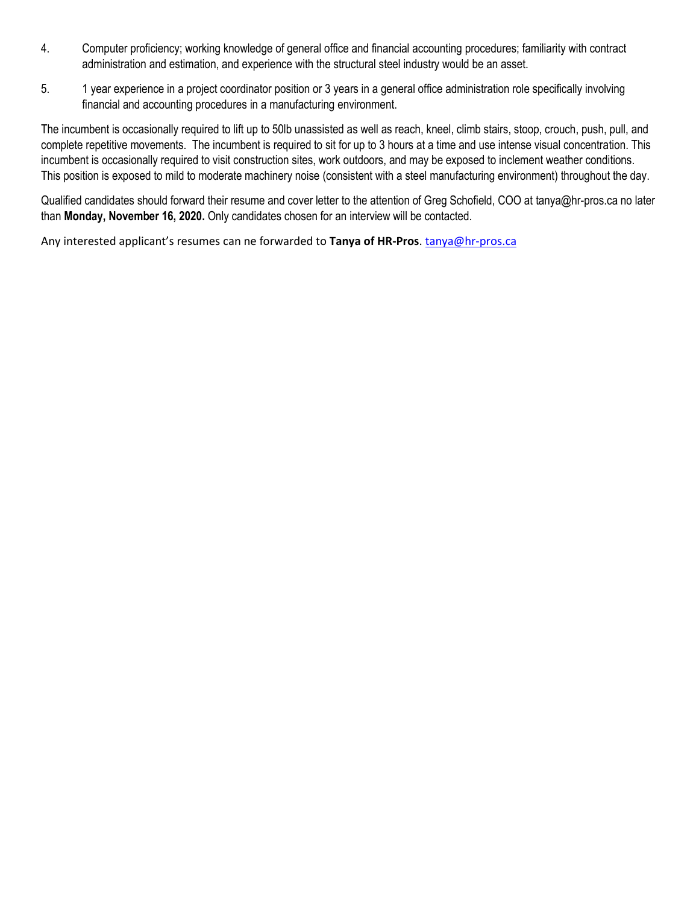4. Computer proficiency; working knowledge of general office and financial accounting procedures; familiarity with contract administration and estimation, and experience with the structural steel industry would be an asset.
5. 1 year experience in a project coordinator position or 3 years in a general office administration role specifically involving financial and accounting procedures in a manufacturing environment.

The incumbent is occasionally required to lift up to 50lb unassisted as well as reach, kneel, climb stairs, stoop, crouch, push, pull, and complete repetitive movements. The incumbent is required to sit for up to 3 hours at a time and use intense visual concentration. This incumbent is occasionally required to visit construction sites, work outdoors, and may be exposed to inclement weather conditions. This position is exposed to mild to moderate machinery noise (consistent with a steel manufacturing environment) throughout the day.

Qualified candidates should forward their resume and cover letter to the attention of Greg Schofield, COO at tanya@hr-pros.ca no later than **Monday, November 16, 2020.** Only candidates chosen for an interview will be contacted.

Any interested applicant's resumes can ne forwarded to **Tanya of HR-Pros**. tanya@hr-pros.ca